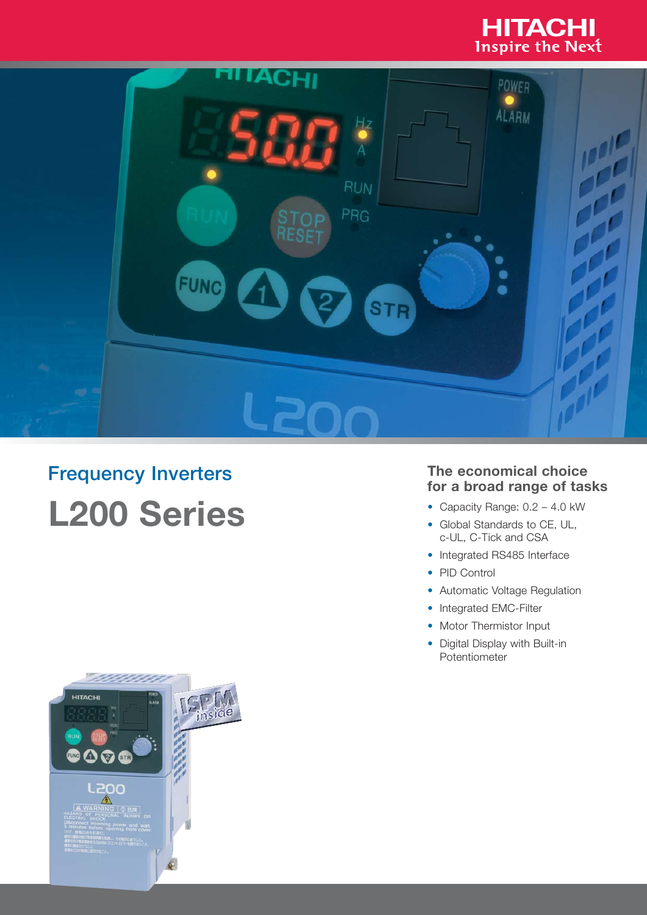## Frequency Inverters

# L200 Series

### The economical choice for a broad range of tasks

- Capacity Range: 0.2 – 4.0 kW
- Global Standards to CE, UL, c-UL, C-Tick and CSA
- Integrated RS485 Interface
- PID Control
- Automatic Voltage Regulation
- Integrated EMC-Filter
- Motor Thermistor Input
- Digital Display with Built-in Potentiometer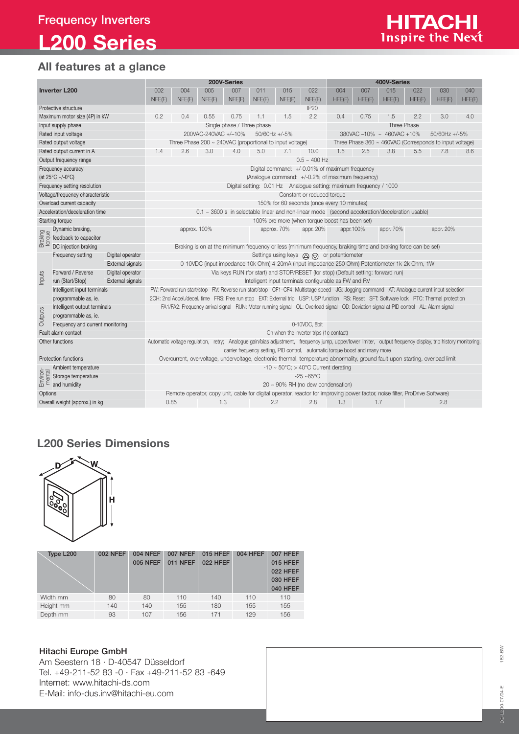# Frequency Inverters

# L200 Series

## All features at a glance

| Inverter L200 | | | 200V-Series | | | | | | | 400V-Series | | | | | | |
|---|---|---|---|---|---|---|---|---|---|---|---|---|---|---|---|---|
| | | | 002 NFE(F) | 004 NFE(F) | 005 NFE(F) | 007 NFE(F) | 011 NFE(F) | 015 NFE(F) | 022 NFE(F) | 004 HFE(F) | 007 HFE(F) | 015 HFE(F) | 022 HFE(F) | 030 HFE(F) | 040 HFE(F) |
| Protective structure | | | IP20 | | | | | | | | | | | | | |
| Maximum motor size (4P) in kW | | | 0.2 | 0.4 | 0.55 | 0.75 | 1.1 | 1.5 | 2.2 | 0.4 | 0.75 | 1.5 | 2.2 | 3.0 | 4.0 |
| Input supply phase | | | Single phase / Three phase | | | | | | | Three Phase | | | | | | |
| Rated input voltage | | | 200VAC-240VAC +/−10% 50/60Hz +/-5% | | | | | | | 380VAC −10% ~ 460VAC +10% 50/60Hz +/-5% | | | | | | |
| Rated output voltage | | | Three Phase 200 ~ 240VAC (proportional to input voltage) | | | | | | | Three Phase 360 ~ 460VAC (Corresponds to input voltage) | | | | | | |
| Rated output current in A | | | 1.4 | 2.6 | 3.0 | 4.0 | 5.0 | 7.1 | 10.0 | 1.5 | 2.5 | 3.8 | 5.5 | 7.8 | 8.6 |
| Output frequency range | | | 0.5 ~ 400 Hz | | | | | | | | | | | | | |
| Frequency accuracy (at 25°C +/-0°C) | | | Digital command: +/-0.01% of maximum frequency (Analogue command: +/-0.2% of maximum frequency) | | | | | | | | | | | | | |
| Frequency setting resolution | | | Digital setting: 0.01 Hz Analogue setting: maximum frequency / 1000 | | | | | | | | | | | | | |
| Voltage/frequency characteristic | | | Constant or reduced torque | | | | | | | | | | | | | |
| Overload current capacity | | | 150% for 60 seconds (once every 10 minutes) | | | | | | | | | | | | | |
| Acceleration/deceleration time | | | 0.1 ~ 3600 s in selectable linear and non-linear mode (second acceleration/deceleration usable) | | | | | | | | | | | | | |
| Starting torque | | | 100% ore more (when torque boost has been set) | | | | | | | | | | | | | |
| Braking torque | Dynamic braking, feedback to capacitor | | approx. 100% | | | approx. 70% | | | appr. 20% | appr.100% | | appr. 70% | | appr. 20% | |
| | DC injection braking | | Braking is on at the minimum frequency or less (minimum frequency, braking time and braking force can be set) | | | | | | | | | | | | | |
| Inputs | Frequency setting | Digital operator | Settings using keys or potentiometer | | | | | | | | | | | | | |
| | | External signals | 0-10VDC (input impedance 10k Ohm) 4-20mA (input impedance 250 Ohm) Potentiometer 1k-2k Ohm, 1W | | | | | | | | | | | | | |
| | Forward / Reverse run (Start/Stop) | Digital operator | Via keys RUN (for start) and STOP/RESET (for stop) (Default setting: forward run) | | | | | | | | | | | | | |
| | | External signals | Intelligent input terminals configurable as FW and RV | | | | | | | | | | | | | |
| | Intelligent input terminals programmable as, ie. | | FW: Forward run start/stop RV: Reverse run start/stop CF1~CF4: Multistage speed JG: Jogging command AT: Analogue current input selection 2CH: 2nd Accel./decel. time FRS: Free run stop EXT: External trip USP: USP function RS: Reset SFT: Software lock PTC: Thermal protection | | | | | | | | | | | | | |
| Outputs | Intelligent output terminals programmable as, ie. | | FA1/FA2: Frequency arrival signal RUN: Motor running signal OL: Overload signal OD: Deviation signal at PID control AL: Alarm signal | | | | | | | | | | | | | |
| | Frequency and current monitoring | | 0-10VDC, 8bit | | | | | | | | | | | | | |
| Fault alarm contact | | | On when the inverter trips (1c contact) | | | | | | | | | | | | | |
| Other functions | | | Automatic voltage regulation, retry; Analogue gain/bias adjustment, frequency jump, upper/lower limiter, output frequency display, trip history monitoring, carrier frequency setting, PID control, automatic torque boost and many more | | | | | | | | | | | | | |
| Protection functions | | | Overcurrent, overvoltage, undervoltage, electronic thermal, temperature abnormality, ground fault upon starting, overload limit | | | | | | | | | | | | | |
| Environmental | Ambient temperature | | -10 ~ 50°C; > 40°C Current derating | | | | | | | | | | | | | |
| | Storage temperature | | -25 ~65°C | | | | | | | | | | | | | |
| | and humidity | | 20 ~ 90% RH (no dew condensation) | | | | | | | | | | | | | |
| Options | | | Remote operator, copy unit, cable for digital operator, reactor for improving power factor, noise filter, ProDrive Software) | | | | | | | | | | | | | |
| Overall weight (approx.) in kg | | | 0.85 | | 1.3 | | 2.2 | | 2.8 | 1.3 | 1.7 | | | 2.8 | |

## L200 Series Dimensions

D W H

| Type L200 | 002 NFEF | 004 NFEF 005 NFEF | 007 NFEF 011 NFEF | 015 HFEF 022 HFEF | 004 HFEF | 007 HFEF 015 HFEF 022 HFEF 030 HFEF 040 HFEF |
|---|---|---|---|---|---|---|
| Width mm | 80 | 80 | 110 | 140 | 110 | 110 |
| Height mm | 140 | 140 | 155 | 180 | 155 | 155 |
| Depth mm | 93 | 107 | 156 | 171 | 129 | 156 |

**Hitachi Europe GmbH**
Am Seestern 18 · D-40547 Düsseldorf
Tel. +49-211-52 83 -0 · Fax +49-211-52 83 -649
Internet: www.hitachi-ds.com
E-Mail: info-dus.inv@hitachi-eu.com

D3-L200-07/04-E 182-BW